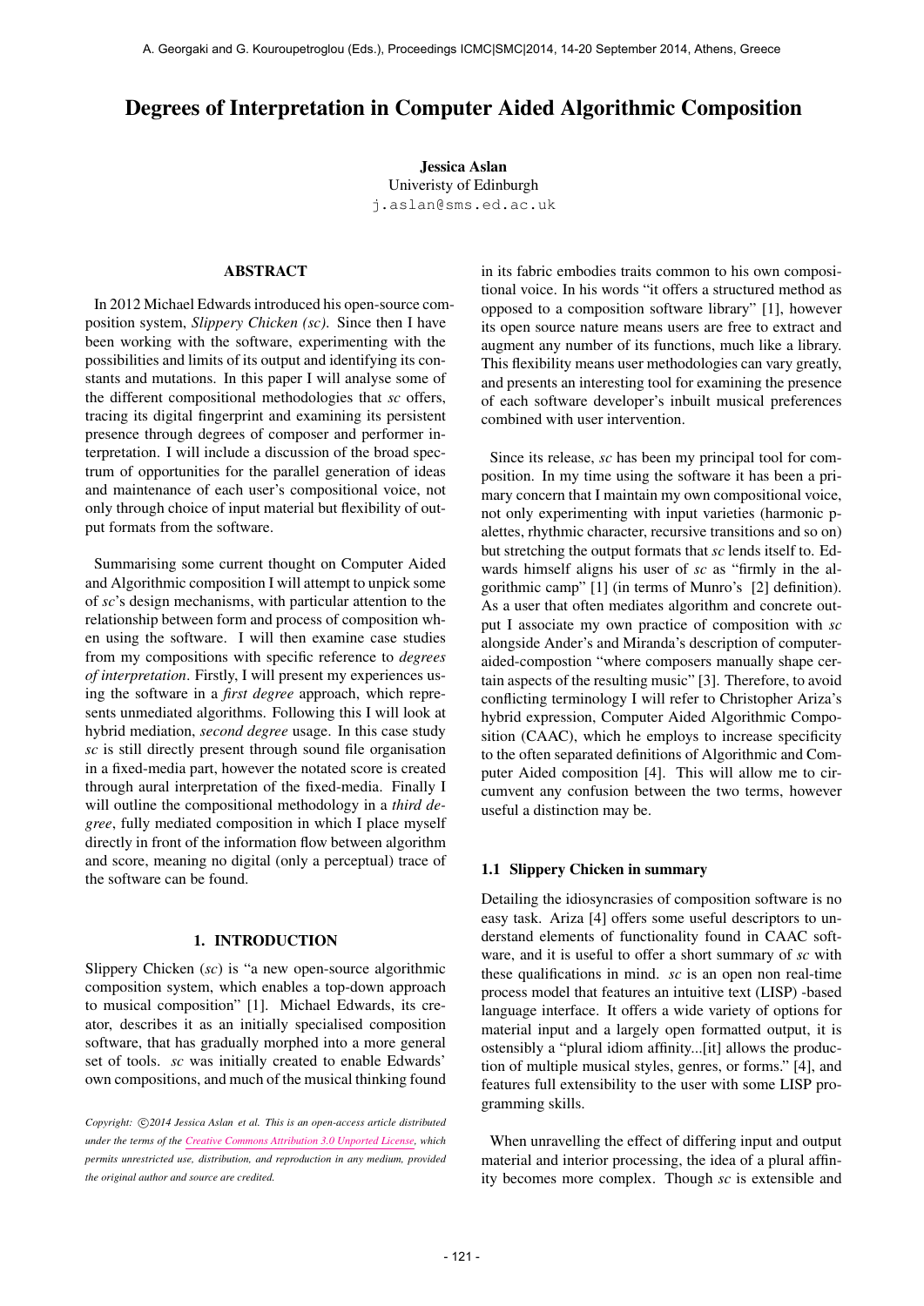# Degrees of Interpretation in Computer Aided Algorithmic Composition

**Jessica Aslan**
Univeristy of Edinburgh
j.aslan@sms.ed.ac.uk

## ABSTRACT

In 2012 Michael Edwards introduced his open-source composition system, *Slippery Chicken (sc)*. Since then I have been working with the software, experimenting with the possibilities and limits of its output and identifying its constants and mutations. In this paper I will analyse some of the different compositional methodologies that *sc* offers, tracing its digital fingerprint and examining its persistent presence through degrees of composer and performer interpretation. I will include a discussion of the broad spectrum of opportunities for the parallel generation of ideas and maintenance of each user's compositional voice, not only through choice of input material but flexibility of output formats from the software.

Summarising some current thought on Computer Aided and Algorithmic composition I will attempt to unpick some of *sc*'s design mechanisms, with particular attention to the relationship between form and process of composition when using the software. I will then examine case studies from my compositions with specific reference to *degrees of interpretation*. Firstly, I will present my experiences using the software in a *first degree* approach, which represents unmediated algorithms. Following this I will look at hybrid mediation, *second degree* usage. In this case study *sc* is still directly present through sound file organisation in a fixed-media part, however the notated score is created through aural interpretation of the fixed-media. Finally I will outline the compositional methodology in a *third degree*, fully mediated composition in which I place myself directly in front of the information flow between algorithm and score, meaning no digital (only a perceptual) trace of the software can be found.

## 1. INTRODUCTION

Slippery Chicken (*sc*) is "a new open-source algorithmic composition system, which enables a top-down approach to musical composition" [1]. Michael Edwards, its creator, describes it as an initially specialised composition software, that has gradually morphed into a more general set of tools. *sc* was initially created to enable Edwards' own compositions, and much of the musical thinking found in its fabric embodies traits common to his own compositional voice. In his words "it offers a structured method as opposed to a composition software library" [1], however its open source nature means users are free to extract and augment any number of its functions, much like a library. This flexibility means user methodologies can vary greatly, and presents an interesting tool for examining the presence of each software developer's inbuilt musical preferences combined with user intervention.

Since its release, *sc* has been my principal tool for composition. In my time using the software it has been a primary concern that I maintain my own compositional voice, not only experimenting with input varieties (harmonic palettes, rhythmic character, recursive transitions and so on) but stretching the output formats that *sc* lends itself to. Edwards himself aligns his user of *sc* as "firmly in the algorithmic camp" [1] (in terms of Munro's [2] definition). As a user that often mediates algorithm and concrete output I associate my own practice of composition with *sc* alongside Ander's and Miranda's description of computer-aided-compostion "where composers manually shape certain aspects of the resulting music" [3]. Therefore, to avoid conflicting terminology I will refer to Christopher Ariza's hybrid expression, Computer Aided Algorithmic Composition (CAAC), which he employs to increase specificity to the often separated definitions of Algorithmic and Computer Aided composition [4]. This will allow me to circumvent any confusion between the two terms, however useful a distinction may be.

### 1.1 Slippery Chicken in summary

Detailing the idiosyncrasies of composition software is no easy task. Ariza [4] offers some useful descriptors to understand elements of functionality found in CAAC software, and it is useful to offer a short summary of *sc* with these qualifications in mind. *sc* is an open non real-time process model that features an intuitive text (LISP) -based language interface. It offers a wide variety of options for material input and a largely open formatted output, it is ostensibly a "plural idiom affinity...[it] allows the production of multiple musical styles, genres, or forms." [4], and features full extensibility to the user with some LISP programming skills.

When unravelling the effect of differing input and output material and interior processing, the idea of a plural affinity becomes more complex. Though *sc* is extensible and

*Copyright: ©2014 Jessica Aslan et al. This is an open-access article distributed under the terms of the Creative Commons Attribution 3.0 Unported License, which permits unrestricted use, distribution, and reproduction in any medium, provided the original author and source are credited.*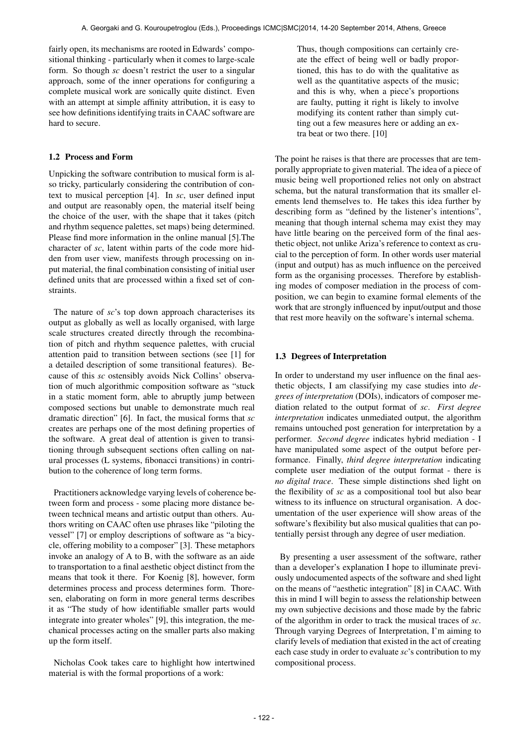fairly open, its mechanisms are rooted in Edwards' compositional thinking - particularly when it comes to large-scale form. So though *sc* doesn't restrict the user to a singular approach, some of the inner operations for configuring a complete musical work are sonically quite distinct. Even with an attempt at simple affinity attribution, it is easy to see how definitions identifying traits in CAAC software are hard to secure.

### 1.2 Process and Form

Unpicking the software contribution to musical form is also tricky, particularly considering the contribution of context to musical perception [4]. In *sc*, user defined input and output are reasonably open, the material itself being the choice of the user, with the shape that it takes (pitch and rhythm sequence palettes, set maps) being determined. Please find more information in the online manual [5].The character of *sc*, latent within parts of the code more hidden from user view, manifests through processing on input material, the final combination consisting of initial user defined units that are processed within a fixed set of constraints.

The nature of *sc*'s top down approach characterises its output as globally as well as locally organised, with large scale structures created directly through the recombination of pitch and rhythm sequence palettes, with crucial attention paid to transition between sections (see [1] for a detailed description of some transitional features). Because of this *sc* ostensibly avoids Nick Collins' observation of much algorithmic composition software as "stuck in a static moment form, able to abruptly jump between composed sections but unable to demonstrate much real dramatic direction" [6]. In fact, the musical forms that *sc* creates are perhaps one of the most defining properties of the software. A great deal of attention is given to transitioning through subsequent sections often calling on natural processes (L systems, fibonacci transitions) in contribution to the coherence of long term forms.

Practitioners acknowledge varying levels of coherence between form and process - some placing more distance between technical means and artistic output than others. Authors writing on CAAC often use phrases like "piloting the vessel" [7] or employ descriptions of software as "a bicycle, offering mobility to a composer" [3]. These metaphors invoke an analogy of A to B, with the software as an aide to transportation to a final aesthetic object distinct from the means that took it there. For Koenig [8], however, form determines process and process determines form. Thoresen, elaborating on form in more general terms describes it as "The study of how identifiable smaller parts would integrate into greater wholes" [9], this integration, the mechanical processes acting on the smaller parts also making up the form itself.

Nicholas Cook takes care to highlight how intertwined material is with the formal proportions of a work:

> Thus, though compositions can certainly create the effect of being well or badly proportioned, this has to do with the qualitative as well as the quantitative aspects of the music; and this is why, when a piece's proportions are faulty, putting it right is likely to involve modifying its content rather than simply cutting out a few measures here or adding an extra beat or two there. [10]

The point he raises is that there are processes that are temporally appropriate to given material. The idea of a piece of music being well proportioned relies not only on abstract schema, but the natural transformation that its smaller elements lend themselves to. He takes this idea further by describing form as "defined by the listener's intentions", meaning that though internal schema may exist they may have little bearing on the perceived form of the final aesthetic object, not unlike Ariza's reference to context as crucial to the perception of form. In other words user material (input and output) has as much influence on the perceived form as the organising processes. Therefore by establishing modes of composer mediation in the process of composition, we can begin to examine formal elements of the work that are strongly influenced by input/output and those that rest more heavily on the software's internal schema.

### 1.3 Degrees of Interpretation

In order to understand my user influence on the final aesthetic objects, I am classifying my case studies into *degrees of interpretation* (DOIs), indicators of composer mediation related to the output format of *sc*. *First degree interpretation* indicates unmediated output, the algorithm remains untouched post generation for interpretation by a performer. *Second degree* indicates hybrid mediation - I have manipulated some aspect of the output before performance. Finally, *third degree interpretation* indicating complete user mediation of the output format - there is *no digital trace*. These simple distinctions shed light on the flexibility of *sc* as a compositional tool but also bear witness to its influence on structural organisation. A documentation of the user experience will show areas of the software's flexibility but also musical qualities that can potentially persist through any degree of user mediation.

By presenting a user assessment of the software, rather than a developer's explanation I hope to illuminate previously undocumented aspects of the software and shed light on the means of "aesthetic integration" [8] in CAAC. With this in mind I will begin to assess the relationship between my own subjective decisions and those made by the fabric of the algorithm in order to track the musical traces of *sc*. Through varying Degrees of Interpretation, I'm aiming to clarify levels of mediation that existed in the act of creating each case study in order to evaluate *sc*'s contribution to my compositional process.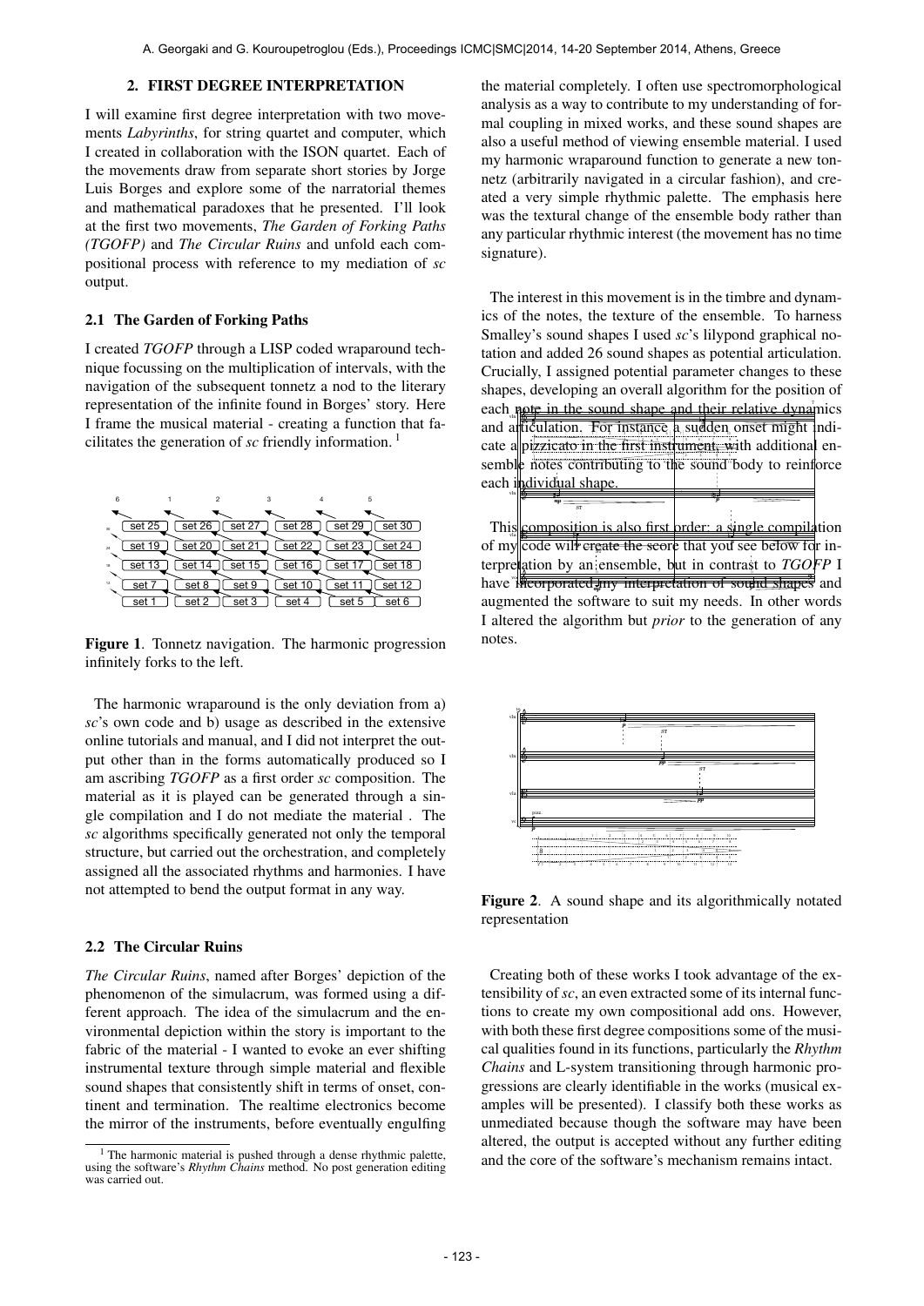## 2. FIRST DEGREE INTERPRETATION

I will examine first degree interpretation with two movements *Labyrinths*, for string quartet and computer, which I created in collaboration with the ISON quartet. Each of the movements draw from separate short stories by Jorge Luis Borges and explore some of the narratorial themes and mathematical paradoxes that he presented. I'll look at the first two movements, *The Garden of Forking Paths (TGOFP)* and *The Circular Ruins* and unfold each compositional process with reference to my mediation of *sc* output.

### 2.1 The Garden of Forking Paths

I created *TGOFP* through a LISP coded wraparound technique focussing on the multiplication of intervals, with the navigation of the subsequent tonnetz a nod to the literary representation of the infinite found in Borges' story. Here I frame the musical material - creating a function that facilitates the generation of *sc* friendly information. [1]

**Figure 1**. Tonnetz navigation. The harmonic progression infinitely forks to the left.

The harmonic wraparound is the only deviation from a) *sc*'s own code and b) usage as described in the extensive online tutorials and manual, and I did not interpret the output other than in the forms automatically produced so I am ascribing *TGOFP* as a first order *sc* composition. The material as it is played can be generated through a single compilation and I do not mediate the material . The *sc* algorithms specifically generated not only the temporal structure, but carried out the orchestration, and completely assigned all the associated rhythms and harmonies. I have not attempted to bend the output format in any way.

### 2.2 The Circular Ruins

*The Circular Ruins*, named after Borges' depiction of the phenomenon of the simulacrum, was formed using a different approach. The idea of the simulacrum and the environmental depiction within the story is important to the fabric of the material - I wanted to evoke an ever shifting instrumental texture through simple material and flexible sound shapes that consistently shift in terms of onset, continent and termination. The realtime electronics become the mirror of the instruments, before eventually engulfing the material completely. I often use spectromorphological analysis as a way to contribute to my understanding of formal coupling in mixed works, and these sound shapes are also a useful method of viewing ensemble material. I used my harmonic wraparound function to generate a new tonnetz (arbitrarily navigated in a circular fashion), and created a very simple rhythmic palette. The emphasis here was the textural change of the ensemble body rather than any particular rhythmic interest (the movement has no time signature).

The interest in this movement is in the timbre and dynamics of the notes, the texture of the ensemble. To harness Smalley's sound shapes I used *sc*'s lilypond graphical notation and added 26 sound shapes as potential articulation. Crucially, I assigned potential parameter changes to these shapes, developing an overall algorithm for the position of each note in the sound shape and their relative dynamics and articulation. For instance a sudden onset might indicate a pizzicato in the first instrument, with additional ensemble notes contributing to the sound body to reinforce each individual shape.

This composition is also first order: a single compilation of my code will create the score that you see below for interpretation by an ensemble, but in contrast to *TGOFP* I have incorporated my interpretation of sound shapes and augmented the software to suit my needs. In other words I altered the algorithm but *prior* to the generation of any notes.

**Figure 2**. A sound shape and its algorithmically notated representation

Creating both of these works I took advantage of the extensibility of *sc*, an even extracted some of its internal functions to create my own compositional add ons. However, with both these first degree compositions some of the musical qualities found in its functions, particularly the *Rhythm Chains* and L-system transitioning through harmonic progressions are clearly identifiable in the works (musical examples will be presented). I classify both these works as unmediated because though the software may have been altered, the output is accepted without any further editing and the core of the software's mechanism remains intact.

[1] The harmonic material is pushed through a dense rhythmic palette, using the software's *Rhythm Chains* method. No post generation editing was carried out.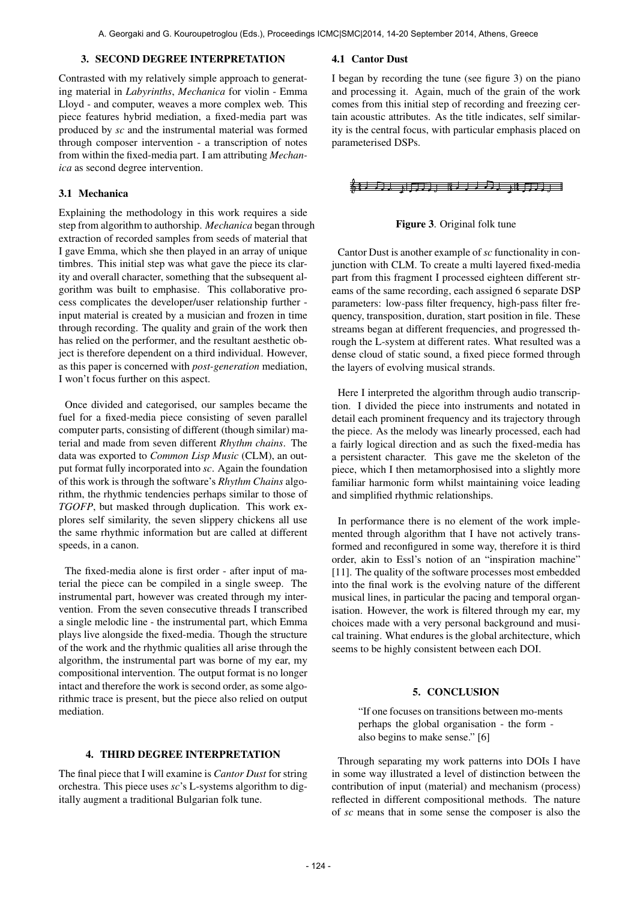## 3. SECOND DEGREE INTERPRETATION

Contrasted with my relatively simple approach to generating material in *Labyrinths*, *Mechanica* for violin - Emma Lloyd - and computer, weaves a more complex web. This piece features hybrid mediation, a fixed-media part was produced by *sc* and the instrumental material was formed through composer intervention - a transcription of notes from within the fixed-media part. I am attributing *Mechanica* as second degree intervention.

### 3.1 Mechanica

Explaining the methodology in this work requires a side step from algorithm to authorship. *Mechanica* began through extraction of recorded samples from seeds of material that I gave Emma, which she then played in an array of unique timbres. This initial step was what gave the piece its clarity and overall character, something that the subsequent algorithm was built to emphasise. This collaborative process complicates the developer/user relationship further - input material is created by a musician and frozen in time through recording. The quality and grain of the work then has relied on the performer, and the resultant aesthetic object is therefore dependent on a third individual. However, as this paper is concerned with *post-generation* mediation, I won't focus further on this aspect.

Once divided and categorised, our samples became the fuel for a fixed-media piece consisting of seven parallel computer parts, consisting of different (though similar) material and made from seven different *Rhythm chains*. The data was exported to *Common Lisp Music* (CLM), an output format fully incorporated into *sc*. Again the foundation of this work is through the software's *Rhythm Chains* algorithm, the rhythmic tendencies perhaps similar to those of *TGOFP*, but masked through duplication. This work explores self similarity, the seven slippery chickens all use the same rhythmic information but are called at different speeds, in a canon.

The fixed-media alone is first order - after input of material the piece can be compiled in a single sweep. The instrumental part, however was created through my intervention. From the seven consecutive threads I transcribed a single melodic line - the instrumental part, which Emma plays live alongside the fixed-media. Though the structure of the work and the rhythmic qualities all arise through the algorithm, the instrumental part was borne of my ear, my compositional intervention. The output format is no longer intact and therefore the work is second order, as some algorithmic trace is present, but the piece also relied on output mediation.

## 4. THIRD DEGREE INTERPRETATION

The final piece that I will examine is *Cantor Dust* for string orchestra. This piece uses *sc*'s L-systems algorithm to digitally augment a traditional Bulgarian folk tune.

### 4.1 Cantor Dust

I began by recording the tune (see figure 3) on the piano and processing it. Again, much of the grain of the work comes from this initial step of recording and freezing certain acoustic attributes. As the title indicates, self similarity is the central focus, with particular emphasis placed on parameterised DSPs.

**Figure 3**. Original folk tune

Cantor Dust is another example of *sc* functionality in conjunction with CLM. To create a multi layered fixed-media part from this fragment I processed eighteen different streams of the same recording, each assigned 6 separate DSP parameters: low-pass filter frequency, high-pass filter frequency, transposition, duration, start position in file. These streams began at different frequencies, and progressed through the L-system at different rates. What resulted was a dense cloud of static sound, a fixed piece formed through the layers of evolving musical strands.

Here I interpreted the algorithm through audio transcription. I divided the piece into instruments and notated in detail each prominent frequency and its trajectory through the piece. As the melody was linearly processed, each had a fairly logical direction and as such the fixed-media has a persistent character. This gave me the skeleton of the piece, which I then metamorphosised into a slightly more familiar harmonic form whilst maintaining voice leading and simplified rhythmic relationships.

In performance there is no element of the work implemented through algorithm that I have not actively transformed and reconfigured in some way, therefore it is third order, akin to Essl's notion of an "inspiration machine" [11]. The quality of the software processes most embedded into the final work is the evolving nature of the different musical lines, in particular the pacing and temporal organisation. However, the work is filtered through my ear, my choices made with a very personal background and musical training. What endures is the global architecture, which seems to be highly consistent between each DOI.

## 5. CONCLUSION

> "If one focuses on transitions between mo-ments perhaps the global organisation - the form - also begins to make sense." [6]

Through separating my work patterns into DOIs I have in some way illustrated a level of distinction between the contribution of input (material) and mechanism (process) reflected in different compositional methods. The nature of *sc* means that in some sense the composer is also the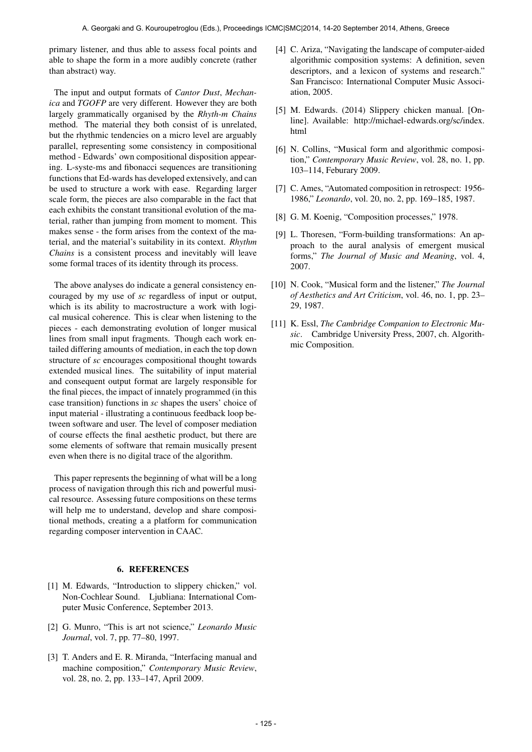primary listener, and thus able to assess focal points and able to shape the form in a more audibly concrete (rather than abstract) way.

The input and output formats of *Cantor Dust*, *Mechanica* and *TGOFP* are very different. However they are both largely grammatically organised by the *Rhyth-m Chains* method. The material they both consist of is unrelated, but the rhythmic tendencies on a micro level are arguably parallel, representing some consistency in compositional method - Edwards' own compositional disposition appearing. L-syste-ms and fibonacci sequences are transitioning functions that Ed-wards has developed extensively, and can be used to structure a work with ease. Regarding larger scale form, the pieces are also comparable in the fact that each exhibits the constant transitional evolution of the material, rather than jumping from moment to moment. This makes sense - the form arises from the context of the material, and the material's suitability in its context. *Rhythm Chains* is a consistent process and inevitably will leave some formal traces of its identity through its process.

The above analyses do indicate a general consistency encouraged by my use of *sc* regardless of input or output, which is its ability to macrostructure a work with logical musical coherence. This is clear when listening to the pieces - each demonstrating evolution of longer musical lines from small input fragments. Though each work entailed differing amounts of mediation, in each the top down structure of *sc* encourages compositional thought towards extended musical lines. The suitability of input material and consequent output format are largely responsible for the final pieces, the impact of innately programmed (in this case transition) functions in *sc* shapes the users' choice of input material - illustrating a continuous feedback loop between software and user. The level of composer mediation of course effects the final aesthetic product, but there are some elements of software that remain musically present even when there is no digital trace of the algorithm.

This paper represents the beginning of what will be a long process of navigation through this rich and powerful musical resource. Assessing future compositions on these terms will help me to understand, develop and share compositional methods, creating a a platform for communication regarding composer intervention in CAAC.

## 6. REFERENCES

[1] M. Edwards, "Introduction to slippery chicken," vol. Non-Cochlear Sound. Ljubliana: International Computer Music Conference, September 2013.

[2] G. Munro, "This is art not science," *Leonardo Music Journal*, vol. 7, pp. 77–80, 1997.

[3] T. Anders and E. R. Miranda, "Interfacing manual and machine composition," *Contemporary Music Review*, vol. 28, no. 2, pp. 133–147, April 2009.

[4] C. Ariza, "Navigating the landscape of computer-aided algorithmic composition systems: A definition, seven descriptors, and a lexicon of systems and research." San Francisco: International Computer Music Association, 2005.

[5] M. Edwards. (2014) Slippery chicken manual. [Online]. Available: http://michael-edwards.org/sc/index.html

[6] N. Collins, "Musical form and algorithmic composition," *Contemporary Music Review*, vol. 28, no. 1, pp. 103–114, Feburary 2009.

[7] C. Ames, "Automated composition in retrospect: 1956-1986," *Leonardo*, vol. 20, no. 2, pp. 169–185, 1987.

[8] G. M. Koenig, "Composition processes," 1978.

[9] L. Thoresen, "Form-building transformations: An approach to the aural analysis of emergent musical forms," *The Journal of Music and Meaning*, vol. 4, 2007.

[10] N. Cook, "Musical form and the listener," *The Journal of Aesthetics and Art Criticism*, vol. 46, no. 1, pp. 23–29, 1987.

[11] K. Essl, *The Cambridge Companion to Electronic Music*. Cambridge University Press, 2007, ch. Algorithmic Composition.